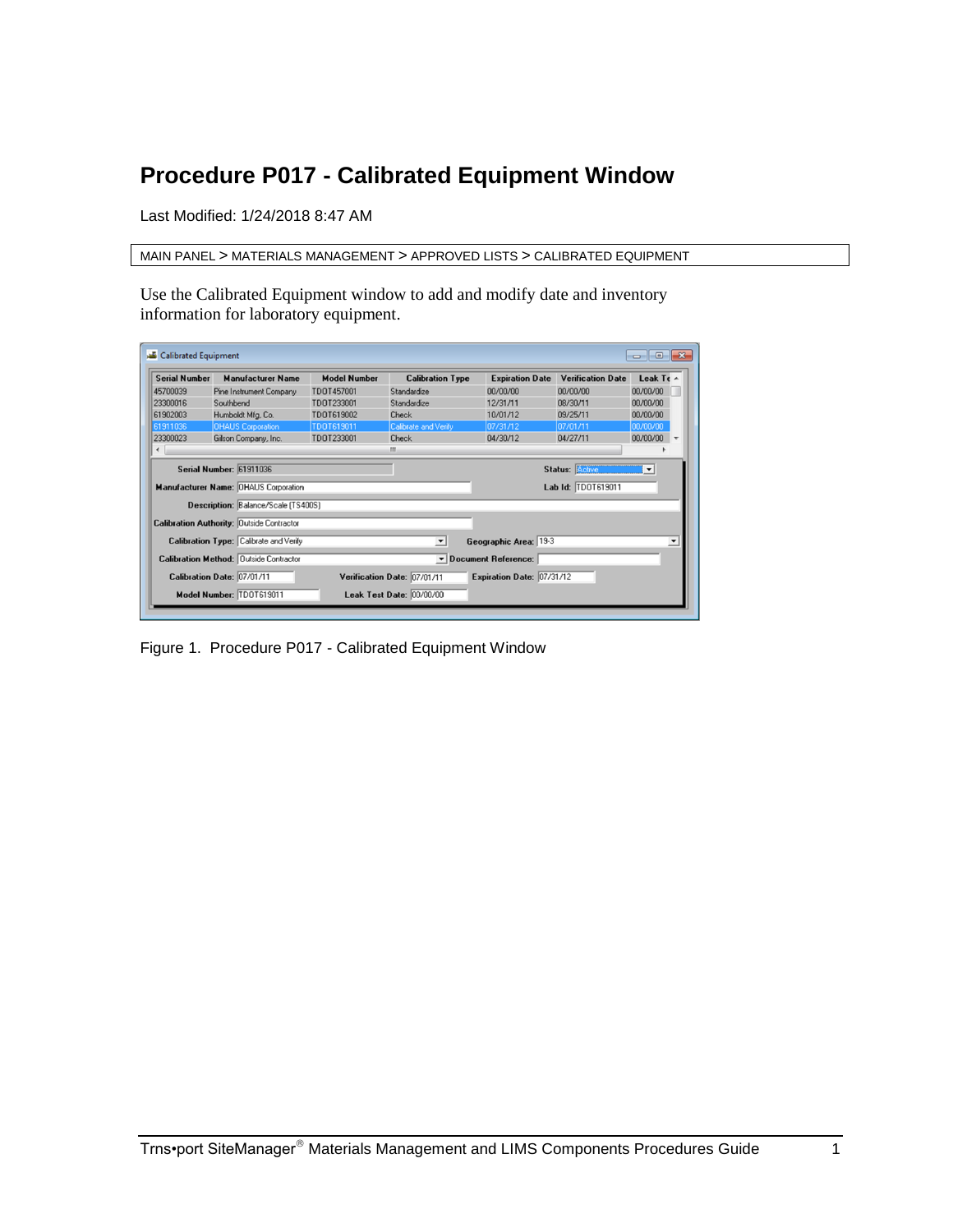# Procedure P017 - Calibrated Equipment Window

Last Modified: 1/24/2018 8:47 AM

MAIN PANEL > MATERIALS MANAGEMENT > APPROVED LISTS > CALIBRATED EQUIPMENT

Use the Calibrated Equipment window to add and modify date and inventory information for laboratory equipment.

Figure 1. Procedure P017 - Calibrated Equipment Window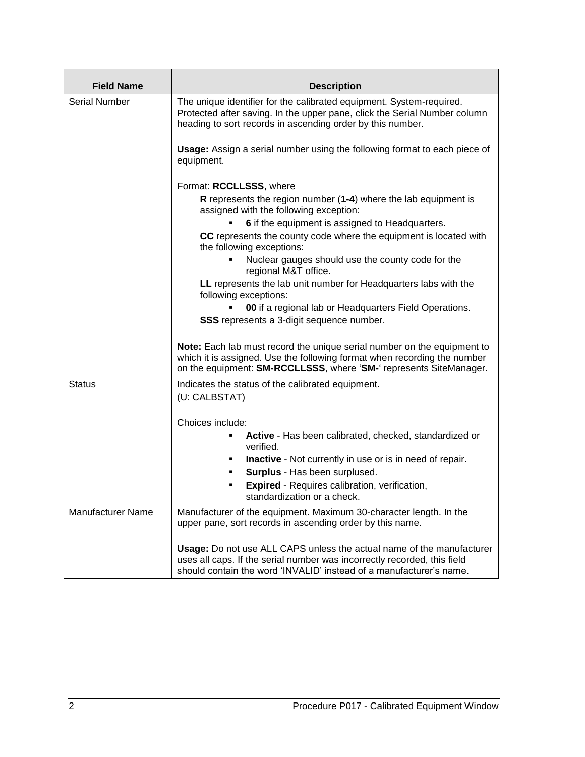| Field Name | Description |
|---|---|
| Serial Number | The unique identifier for the calibrated equipment. System-required. Protected after saving. In the upper pane, click the Serial Number column heading to sort records in ascending order by this number.<br><br>**Usage:** Assign a serial number using the following format to each piece of equipment.<br><br>Format: **RCCLLSSS**, where<br>**R** represents the region number (**1-4**) where the lab equipment is assigned with the following exception:<br>▪ **6** if the equipment is assigned to Headquarters.<br>**CC** represents the county code where the equipment is located with the following exceptions:<br>▪ Nuclear gauges should use the county code for the regional M&T office.<br>**LL** represents the lab unit number for Headquarters labs with the following exceptions:<br>▪ **00** if a regional lab or Headquarters Field Operations.<br>**SSS** represents a 3-digit sequence number.<br><br>**Note:** Each lab must record the unique serial number on the equipment to which it is assigned. Use the following format when recording the number on the equipment: **SM-RCCLLSSS**, where '**SM-**' represents SiteManager. |
| Status | Indicates the status of the calibrated equipment.<br>(U: CALBSTAT)<br><br>Choices include:<br>▪ **Active** - Has been calibrated, checked, standardized or verified.<br>▪ **Inactive** - Not currently in use or is in need of repair.<br>▪ **Surplus** - Has been surplused.<br>▪ **Expired** - Requires calibration, verification, standardization or a check. |
| Manufacturer Name | Manufacturer of the equipment. Maximum 30-character length. In the upper pane, sort records in ascending order by this name.<br><br>**Usage:** Do not use ALL CAPS unless the actual name of the manufacturer uses all caps. If the serial number was incorrectly recorded, this field should contain the word 'INVALID' instead of a manufacturer's name. |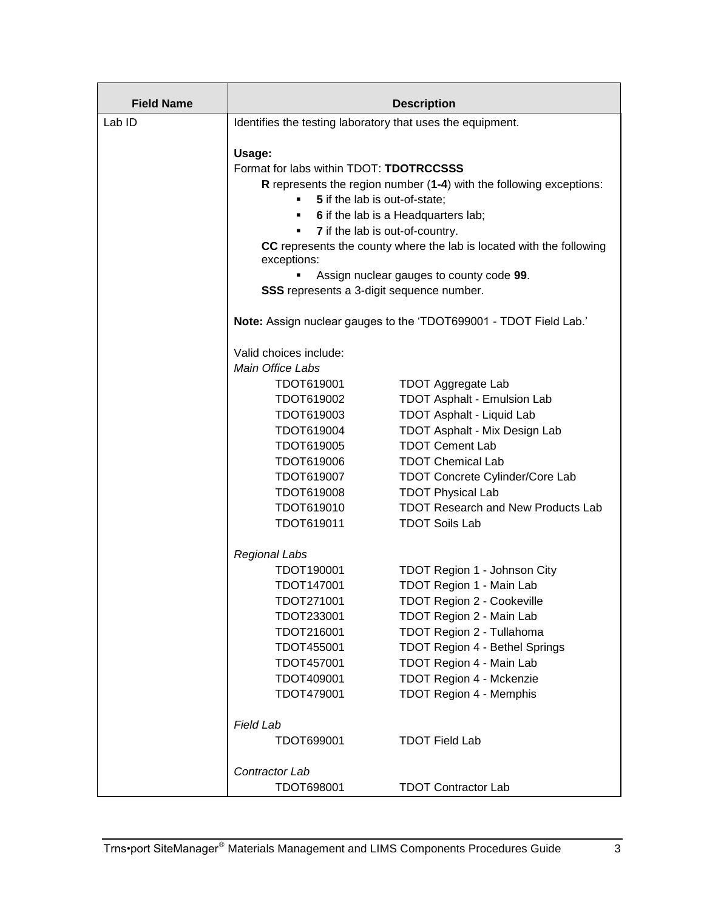| Field Name | Description |
|---|---|
| Lab ID | Identifies the testing laboratory that uses the equipment.<br><br>**Usage:**<br>Format for labs within TDOT: **TDOTRCCSSS**<br>**R** represents the region number (**1-4**) with the following exceptions:<br>▪ **5** if the lab is out-of-state;<br>▪ **6** if the lab is a Headquarters lab;<br>▪ **7** if the lab is out-of-country.<br>**CC** represents the county where the lab is located with the following exceptions:<br>▪ Assign nuclear gauges to county code **99**.<br>**SSS** represents a 3-digit sequence number.<br><br>**Note:** Assign nuclear gauges to the 'TDOT699001 - TDOT Field Lab.'<br><br>Valid choices include:<br>*Main Office Labs*<br>TDOT619001 TDOT Aggregate Lab<br>TDOT619002 TDOT Asphalt - Emulsion Lab<br>TDOT619003 TDOT Asphalt - Liquid Lab<br>TDOT619004 TDOT Asphalt - Mix Design Lab<br>TDOT619005 TDOT Cement Lab<br>TDOT619006 TDOT Chemical Lab<br>TDOT619007 TDOT Concrete Cylinder/Core Lab<br>TDOT619008 TDOT Physical Lab<br>TDOT619010 TDOT Research and New Products Lab<br>TDOT619011 TDOT Soils Lab<br><br>*Regional Labs*<br>TDOT190001 TDOT Region 1 - Johnson City<br>TDOT147001 TDOT Region 1 - Main Lab<br>TDOT271001 TDOT Region 2 - Cookeville<br>TDOT233001 TDOT Region 2 - Main Lab<br>TDOT216001 TDOT Region 2 - Tullahoma<br>TDOT455001 TDOT Region 4 - Bethel Springs<br>TDOT457001 TDOT Region 4 - Main Lab<br>TDOT409001 TDOT Region 4 - Mckenzie<br>TDOT479001 TDOT Region 4 - Memphis<br><br>*Field Lab*<br>TDOT699001 TDOT Field Lab<br><br>*Contractor Lab*<br>TDOT698001 TDOT Contractor Lab |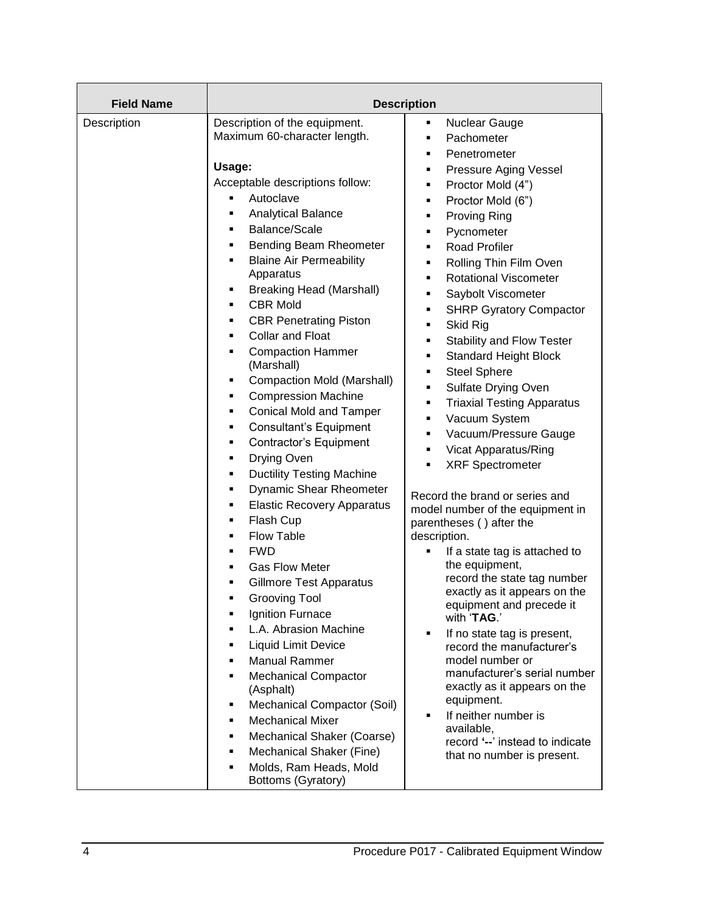| Field Name | Description |
| --- | --- |
| Description | Description of the equipment. Maximum 60-character length.<br><br>**Usage:**<br>Acceptable descriptions follow:<br>▪ Autoclave<br>▪ Analytical Balance<br>▪ Balance/Scale<br>▪ Bending Beam Rheometer<br>▪ Blaine Air Permeability Apparatus<br>▪ Breaking Head (Marshall)<br>▪ CBR Mold<br>▪ CBR Penetrating Piston<br>▪ Collar and Float<br>▪ Compaction Hammer (Marshall)<br>▪ Compaction Mold (Marshall)<br>▪ Compression Machine<br>▪ Conical Mold and Tamper<br>▪ Consultant's Equipment<br>▪ Contractor's Equipment<br>▪ Drying Oven<br>▪ Ductility Testing Machine<br>▪ Dynamic Shear Rheometer<br>▪ Elastic Recovery Apparatus<br>▪ Flash Cup<br>▪ Flow Table<br>▪ FWD<br>▪ Gas Flow Meter<br>▪ Gillmore Test Apparatus<br>▪ Grooving Tool<br>▪ Ignition Furnace<br>▪ L.A. Abrasion Machine<br>▪ Liquid Limit Device<br>▪ Manual Rammer<br>▪ Mechanical Compactor (Asphalt)<br>▪ Mechanical Compactor (Soil)<br>▪ Mechanical Mixer<br>▪ Mechanical Shaker (Coarse)<br>▪ Mechanical Shaker (Fine)<br>▪ Molds, Ram Heads, Mold Bottoms (Gyratory)<br>▪ Nuclear Gauge<br>▪ Pachometer<br>▪ Penetrometer<br>▪ Pressure Aging Vessel<br>▪ Proctor Mold (4")<br>▪ Proctor Mold (6")<br>▪ Proving Ring<br>▪ Pycnometer<br>▪ Road Profiler<br>▪ Rolling Thin Film Oven<br>▪ Rotational Viscometer<br>▪ Saybolt Viscometer<br>▪ SHRP Gyratory Compactor<br>▪ Skid Rig<br>▪ Stability and Flow Tester<br>▪ Standard Height Block<br>▪ Steel Sphere<br>▪ Sulfate Drying Oven<br>▪ Triaxial Testing Apparatus<br>▪ Vacuum System<br>▪ Vacuum/Pressure Gauge<br>▪ Vicat Apparatus/Ring<br>▪ XRF Spectrometer<br><br>Record the brand or series and model number of the equipment in parentheses ( ) after the description.<br>▪ If a state tag is attached to the equipment, record the state tag number exactly as it appears on the equipment and precede it with '**TAG**.'<br>▪ If no state tag is present, record the manufacturer's model number or manufacturer's serial number exactly as it appears on the equipment.<br>▪ If neither number is available, record **'--'** instead to indicate that no number is present. |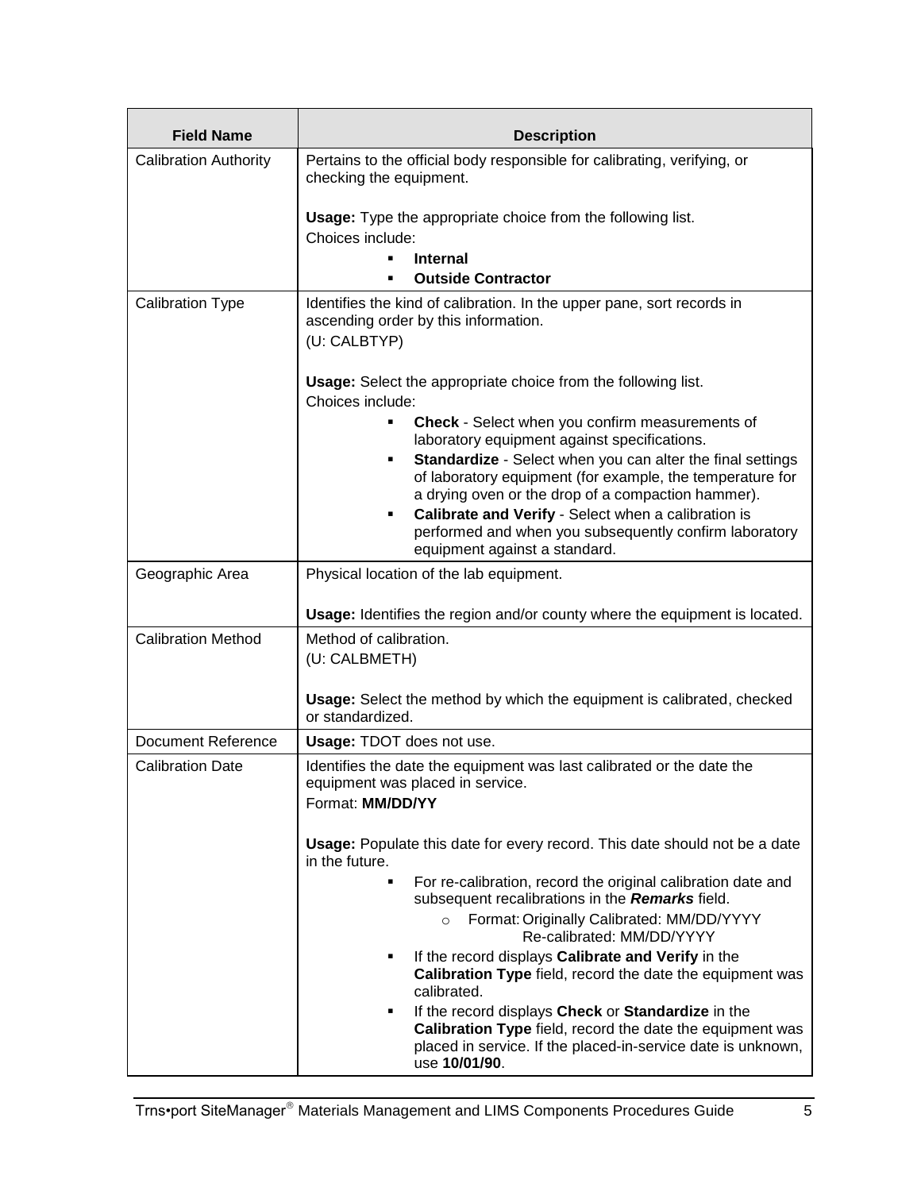| Field Name | Description |
|---|---|
| Calibration Authority | Pertains to the official body responsible for calibrating, verifying, or checking the equipment.<br><br>**Usage:** Type the appropriate choice from the following list.<br>Choices include:<br>▪ **Internal**<br>▪ **Outside Contractor** |
| Calibration Type | Identifies the kind of calibration. In the upper pane, sort records in ascending order by this information.<br>(U: CALBTYP)<br><br>**Usage:** Select the appropriate choice from the following list.<br>Choices include:<br>▪ **Check** - Select when you confirm measurements of laboratory equipment against specifications.<br>▪ **Standardize** - Select when you can alter the final settings of laboratory equipment (for example, the temperature for a drying oven or the drop of a compaction hammer).<br>▪ **Calibrate and Verify** - Select when a calibration is performed and when you subsequently confirm laboratory equipment against a standard. |
| Geographic Area | Physical location of the lab equipment.<br><br>**Usage:** Identifies the region and/or county where the equipment is located. |
| Calibration Method | Method of calibration.<br>(U: CALBMETH)<br><br>**Usage:** Select the method by which the equipment is calibrated, checked or standardized. |
| Document Reference | **Usage:** TDOT does not use. |
| Calibration Date | Identifies the date the equipment was last calibrated or the date the equipment was placed in service.<br>Format: **MM/DD/YY**<br><br>**Usage:** Populate this date for every record. This date should not be a date in the future.<br>▪ For re-calibration, record the original calibration date and subsequent recalibrations in the ***Remarks*** field.<br>  ○ Format: Originally Calibrated: MM/DD/YYYY<br>    Re-calibrated: MM/DD/YYYY<br>▪ If the record displays **Calibrate and Verify** in the **Calibration Type** field, record the date the equipment was calibrated.<br>▪ If the record displays **Check** or **Standardize** in the **Calibration Type** field, record the date the equipment was placed in service. If the placed-in-service date is unknown, use **10/01/90**. |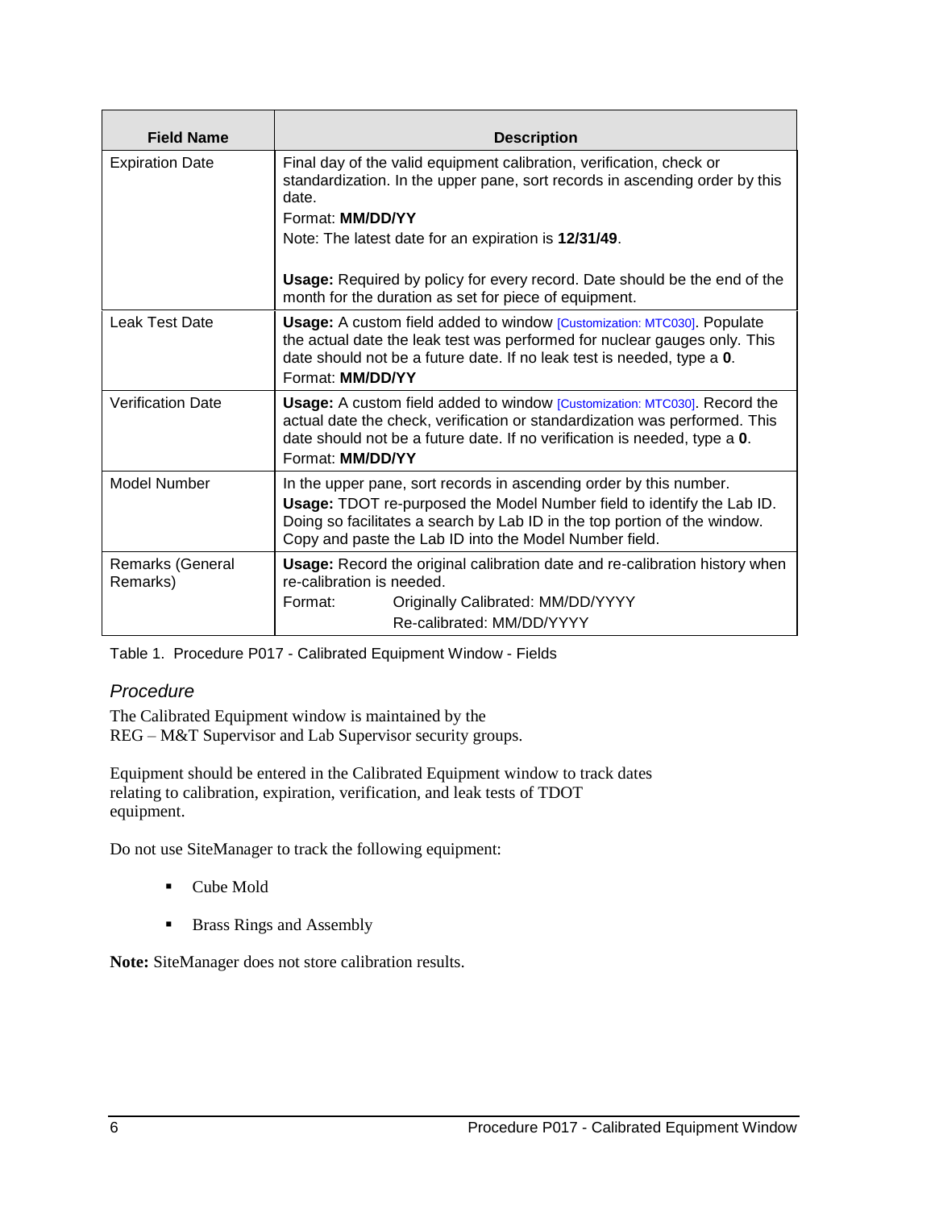| Field Name | Description |
| --- | --- |
| Expiration Date | Final day of the valid equipment calibration, verification, check or standardization. In the upper pane, sort records in ascending order by this date.<br>Format: **MM/DD/YY**<br>Note: The latest date for an expiration is **12/31/49**.<br><br>**Usage:** Required by policy for every record. Date should be the end of the month for the duration as set for piece of equipment. |
| Leak Test Date | **Usage:** A custom field added to window [Customization: MTC030]. Populate the actual date the leak test was performed for nuclear gauges only. This date should not be a future date. If no leak test is needed, type a **0**.<br>Format: **MM/DD/YY** |
| Verification Date | **Usage:** A custom field added to window [Customization: MTC030]. Record the actual date the check, verification or standardization was performed. This date should not be a future date. If no verification is needed, type a **0**.<br>Format: **MM/DD/YY** |
| Model Number | In the upper pane, sort records in ascending order by this number.<br>**Usage:** TDOT re-purposed the Model Number field to identify the Lab ID. Doing so facilitates a search by Lab ID in the top portion of the window. Copy and paste the Lab ID into the Model Number field. |
| Remarks (General Remarks) | **Usage:** Record the original calibration date and re-calibration history when re-calibration is needed.<br>Format: Originally Calibrated: MM/DD/YYYY<br>Re-calibrated: MM/DD/YYYY |

Table 1. Procedure P017 - Calibrated Equipment Window - Fields

### *Procedure*

The Calibrated Equipment window is maintained by the REG – M&T Supervisor and Lab Supervisor security groups.

Equipment should be entered in the Calibrated Equipment window to track dates relating to calibration, expiration, verification, and leak tests of TDOT equipment.

Do not use SiteManager to track the following equipment:

- Cube Mold
- Brass Rings and Assembly

**Note:** SiteManager does not store calibration results.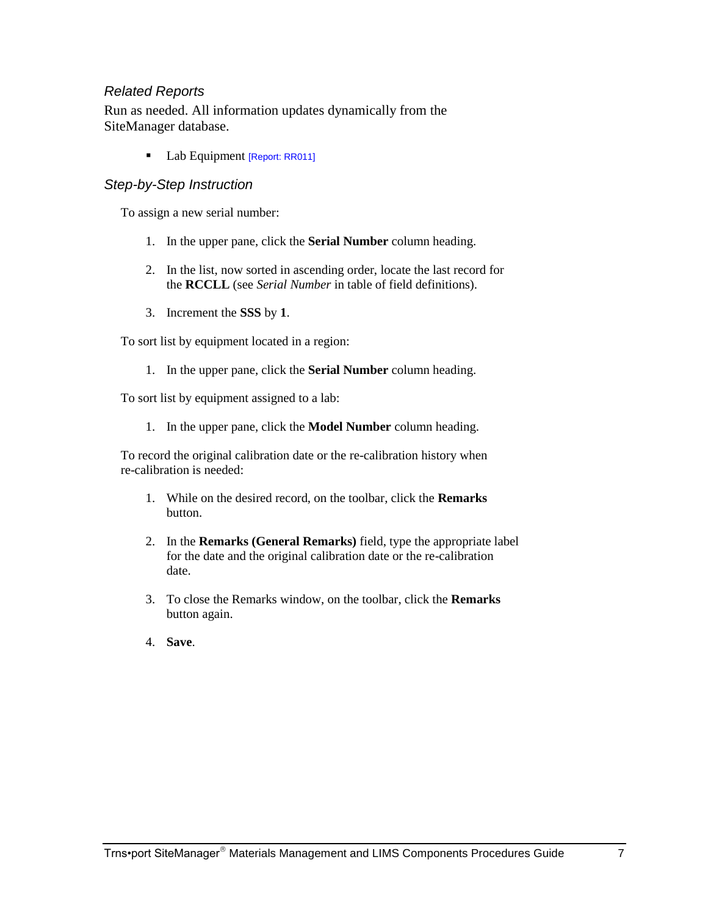### *Related Reports*

Run as needed. All information updates dynamically from the SiteManager database.

- Lab Equipment [Report: RR011]

### *Step-by-Step Instruction*

To assign a new serial number:

1. In the upper pane, click the **Serial Number** column heading.
2. In the list, now sorted in ascending order, locate the last record for the **RCCLL** (see *Serial Number* in table of field definitions).
3. Increment the **SSS** by **1**.

To sort list by equipment located in a region:

1. In the upper pane, click the **Serial Number** column heading.

To sort list by equipment assigned to a lab:

1. In the upper pane, click the **Model Number** column heading.

To record the original calibration date or the re-calibration history when re-calibration is needed:

1. While on the desired record, on the toolbar, click the **Remarks** button.
2. In the **Remarks (General Remarks)** field, type the appropriate label for the date and the original calibration date or the re-calibration date.
3. To close the Remarks window, on the toolbar, click the **Remarks** button again.
4. **Save**.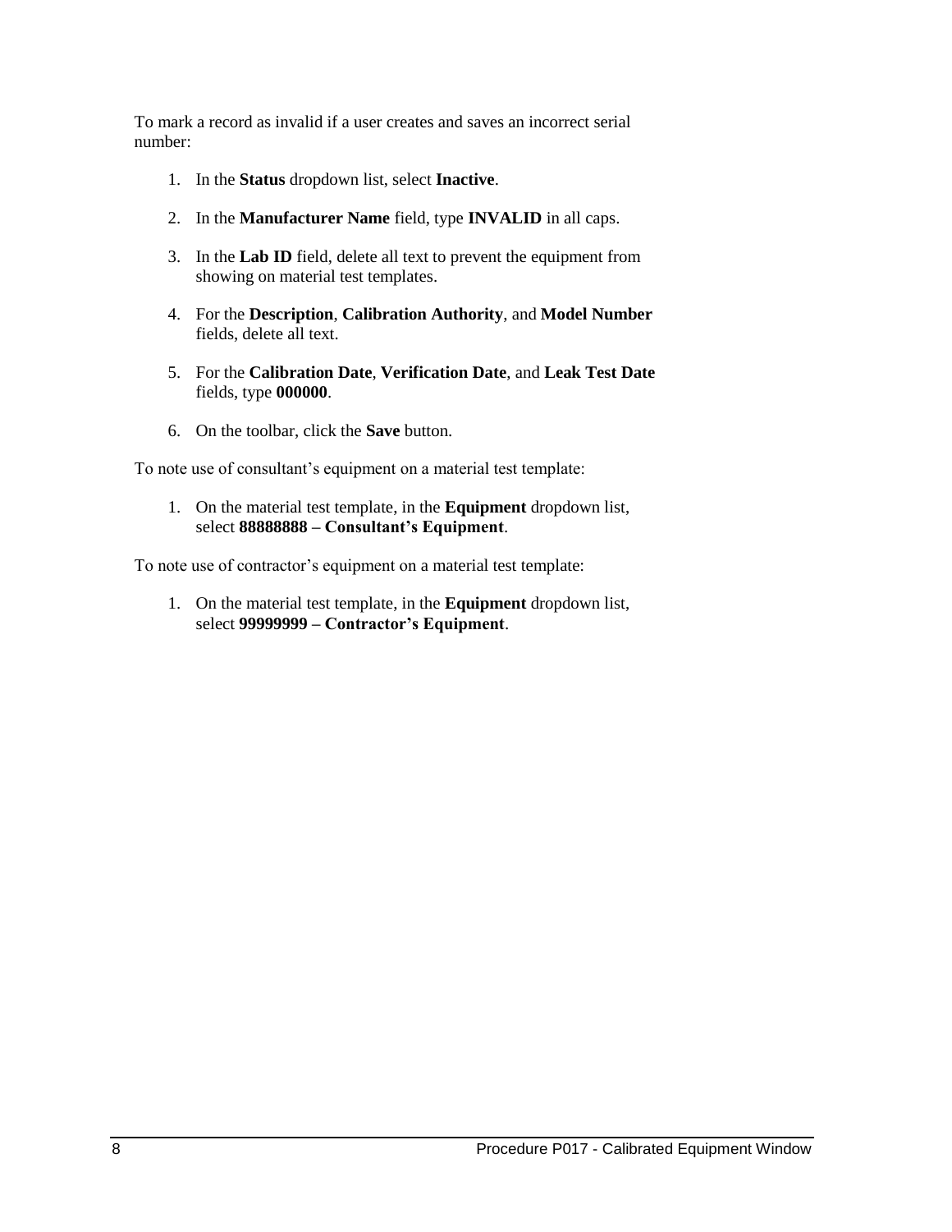To mark a record as invalid if a user creates and saves an incorrect serial number:

1. In the **Status** dropdown list, select **Inactive**.
2. In the **Manufacturer Name** field, type **INVALID** in all caps.
3. In the **Lab ID** field, delete all text to prevent the equipment from showing on material test templates.
4. For the **Description**, **Calibration Authority**, and **Model Number** fields, delete all text.
5. For the **Calibration Date**, **Verification Date**, and **Leak Test Date** fields, type **000000**.
6. On the toolbar, click the **Save** button.

To note use of consultant's equipment on a material test template:

1. On the material test template, in the **Equipment** dropdown list, select **88888888 – Consultant's Equipment**.

To note use of contractor's equipment on a material test template:

1. On the material test template, in the **Equipment** dropdown list, select **99999999 – Contractor's Equipment**.